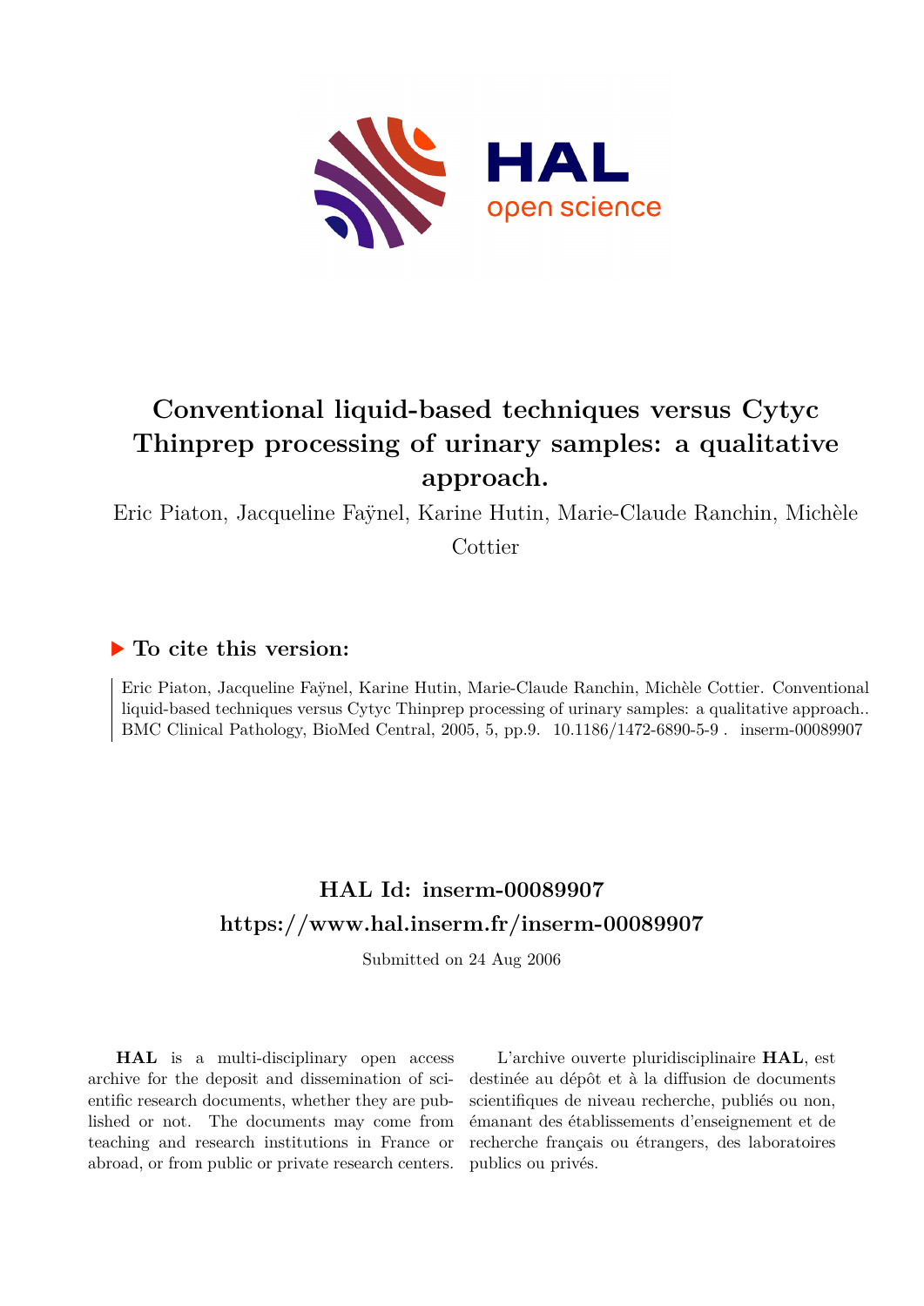# Conventional liquid-based techniques versus Cytyc Thinprep processing of urinary samples: a qualitative approach.

Eric Piaton, Jacqueline Faÿnel, Karine Hutin, Marie-Claude Ranchin, Michèle Cottier

## ▶ To cite this version:

Eric Piaton, Jacqueline Faÿnel, Karine Hutin, Marie-Claude Ranchin, Michèle Cottier. Conventional liquid-based techniques versus Cytyc Thinprep processing of urinary samples: a qualitative approach.. BMC Clinical Pathology, BioMed Central, 2005, 5, pp.9. 10.1186/1472-6890-5-9 . inserm-00089907

## HAL Id: inserm-00089907
## https://www.hal.inserm.fr/inserm-00089907

Submitted on 24 Aug 2006

**HAL** is a multi-disciplinary open access archive for the deposit and dissemination of scientific research documents, whether they are published or not. The documents may come from teaching and research institutions in France or abroad, or from public or private research centers.

L'archive ouverte pluridisciplinaire **HAL**, est destinée au dépôt et à la diffusion de documents scientifiques de niveau recherche, publiés ou non, émanant des établissements d'enseignement et de recherche français ou étrangers, des laboratoires publics ou privés.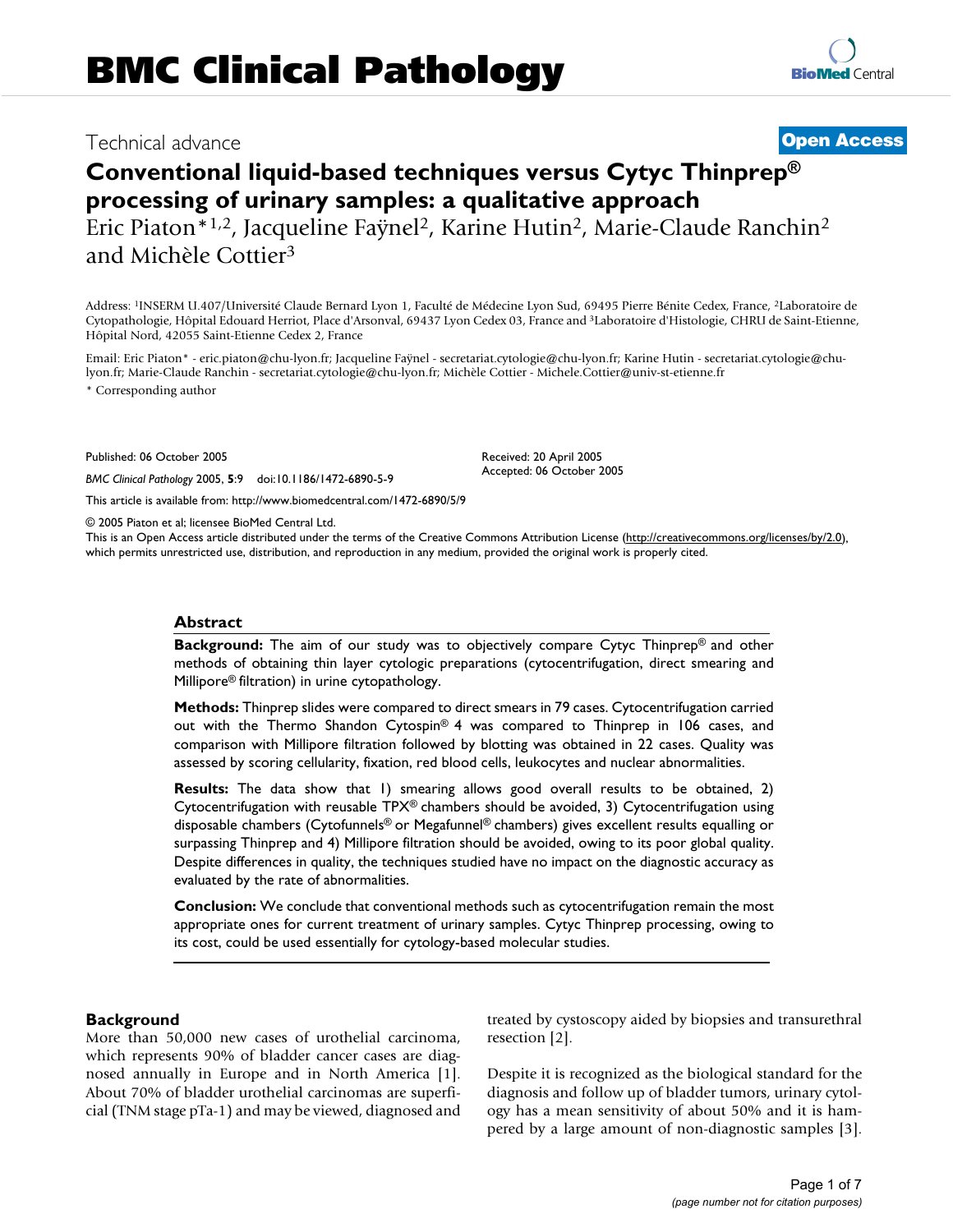Technical advance

**Open Access**

# Conventional liquid-based techniques versus Cytyc Thinprep® processing of urinary samples: a qualitative approach

Eric Piaton*[1,2], Jacqueline Faÿnel[2], Karine Hutin[2], Marie-Claude Ranchin[2] and Michèle Cottier[3]

Address: [1]INSERM U.407/Université Claude Bernard Lyon 1, Faculté de Médecine Lyon Sud, 69495 Pierre Bénite Cedex, France, [2]Laboratoire de Cytopathologie, Hôpital Edouard Herriot, Place d'Arsonval, 69437 Lyon Cedex 03, France and [3]Laboratoire d'Histologie, CHRU de Saint-Etienne, Hôpital Nord, 42055 Saint-Etienne Cedex 2, France

Email: Eric Piaton* - eric.piaton@chu-lyon.fr; Jacqueline Faÿnel - secretariat.cytologie@chu-lyon.fr; Karine Hutin - secretariat.cytologie@chu-lyon.fr; Marie-Claude Ranchin - secretariat.cytologie@chu-lyon.fr; Michèle Cottier - Michele.Cottier@univ-st-etienne.fr

\* Corresponding author

Published: 06 October 2005

*BMC Clinical Pathology* 2005, **5**:9 doi:10.1186/1472-6890-5-9

Received: 20 April 2005
Accepted: 06 October 2005

This article is available from: http://www.biomedcentral.com/1472-6890/5/9

© 2005 Piaton et al; licensee BioMed Central Ltd.
This is an Open Access article distributed under the terms of the Creative Commons Attribution License (http://creativecommons.org/licenses/by/2.0), which permits unrestricted use, distribution, and reproduction in any medium, provided the original work is properly cited.

## Abstract

**Background:** The aim of our study was to objectively compare Cytyc Thinprep® and other methods of obtaining thin layer cytologic preparations (cytocentrifugation, direct smearing and Millipore® filtration) in urine cytopathology.

**Methods:** Thinprep slides were compared to direct smears in 79 cases. Cytocentrifugation carried out with the Thermo Shandon Cytospin® 4 was compared to Thinprep in 106 cases, and comparison with Millipore filtration followed by blotting was obtained in 22 cases. Quality was assessed by scoring cellularity, fixation, red blood cells, leukocytes and nuclear abnormalities.

**Results:** The data show that 1) smearing allows good overall results to be obtained, 2) Cytocentrifugation with reusable TPX® chambers should be avoided, 3) Cytocentrifugation using disposable chambers (Cytofunnels® or Megafunnel® chambers) gives excellent results equalling or surpassing Thinprep and 4) Millipore filtration should be avoided, owing to its poor global quality. Despite differences in quality, the techniques studied have no impact on the diagnostic accuracy as evaluated by the rate of abnormalities.

**Conclusion:** We conclude that conventional methods such as cytocentrifugation remain the most appropriate ones for current treatment of urinary samples. Cytyc Thinprep processing, owing to its cost, could be used essentially for cytology-based molecular studies.

## Background

More than 50,000 new cases of urothelial carcinoma, which represents 90% of bladder cancer cases are diagnosed annually in Europe and in North America [1]. About 70% of bladder urothelial carcinomas are superficial (TNM stage pTa-1) and may be viewed, diagnosed and treated by cystoscopy aided by biopsies and transurethral resection [2].

Despite it is recognized as the biological standard for the diagnosis and follow up of bladder tumors, urinary cytology has a mean sensitivity of about 50% and it is hampered by a large amount of non-diagnostic samples [3].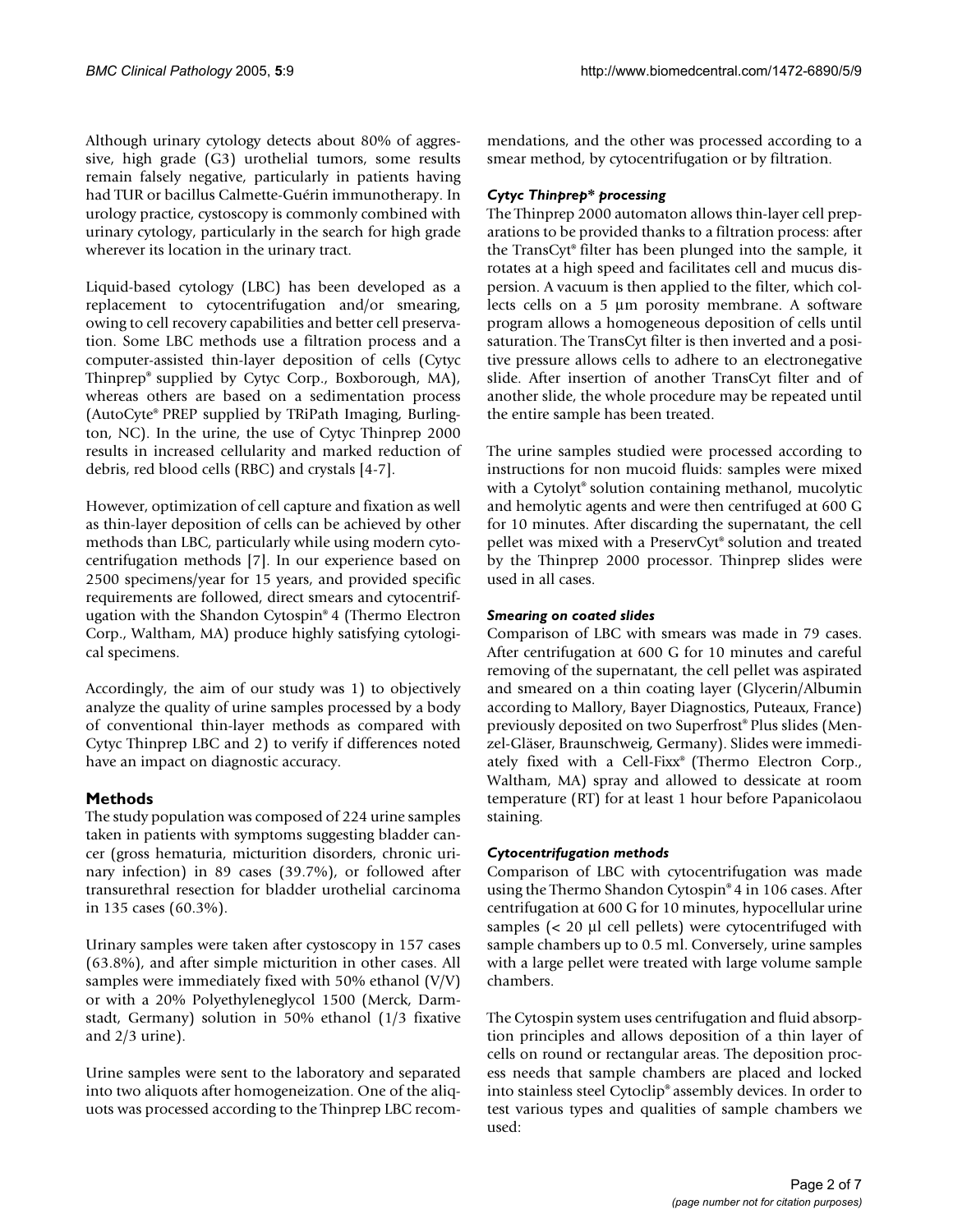Although urinary cytology detects about 80% of aggressive, high grade (G3) urothelial tumors, some results remain falsely negative, particularly in patients having had TUR or bacillus Calmette-Guérin immunotherapy. In urology practice, cystoscopy is commonly combined with urinary cytology, particularly in the search for high grade wherever its location in the urinary tract.

Liquid-based cytology (LBC) has been developed as a replacement to cytocentrifugation and/or smearing, owing to cell recovery capabilities and better cell preservation. Some LBC methods use a filtration process and a computer-assisted thin-layer deposition of cells (Cytyc Thinprep® supplied by Cytyc Corp., Boxborough, MA), whereas others are based on a sedimentation process (AutoCyte® PREP supplied by TRiPath Imaging, Burlington, NC). In the urine, the use of Cytyc Thinprep 2000 results in increased cellularity and marked reduction of debris, red blood cells (RBC) and crystals [4-7].

However, optimization of cell capture and fixation as well as thin-layer deposition of cells can be achieved by other methods than LBC, particularly while using modern cytocentrifugation methods [7]. In our experience based on 2500 specimens/year for 15 years, and provided specific requirements are followed, direct smears and cytocentrifugation with the Shandon Cytospin® 4 (Thermo Electron Corp., Waltham, MA) produce highly satisfying cytological specimens.

Accordingly, the aim of our study was 1) to objectively analyze the quality of urine samples processed by a body of conventional thin-layer methods as compared with Cytyc Thinprep LBC and 2) to verify if differences noted have an impact on diagnostic accuracy.

## Methods

The study population was composed of 224 urine samples taken in patients with symptoms suggesting bladder cancer (gross hematuria, micturition disorders, chronic urinary infection) in 89 cases (39.7%), or followed after transurethral resection for bladder urothelial carcinoma in 135 cases (60.3%).

Urinary samples were taken after cystoscopy in 157 cases (63.8%), and after simple micturition in other cases. All samples were immediately fixed with 50% ethanol (V/V) or with a 20% Polyethyleneglycol 1500 (Merck, Darmstadt, Germany) solution in 50% ethanol (1/3 fixative and 2/3 urine).

Urine samples were sent to the laboratory and separated into two aliquots after homogeneization. One of the aliquots was processed according to the Thinprep LBC recommendations, and the other was processed according to a smear method, by cytocentrifugation or by filtration.

### *Cytyc Thinprep\* processing*

The Thinprep 2000 automaton allows thin-layer cell preparations to be provided thanks to a filtration process: after the TransCyt® filter has been plunged into the sample, it rotates at a high speed and facilitates cell and mucus dispersion. A vacuum is then applied to the filter, which collects cells on a 5 µm porosity membrane. A software program allows a homogeneous deposition of cells until saturation. The TransCyt filter is then inverted and a positive pressure allows cells to adhere to an electronegative slide. After insertion of another TransCyt filter and of another slide, the whole procedure may be repeated until the entire sample has been treated.

The urine samples studied were processed according to instructions for non mucoid fluids: samples were mixed with a Cytolyt® solution containing methanol, mucolytic and hemolytic agents and were then centrifuged at 600 G for 10 minutes. After discarding the supernatant, the cell pellet was mixed with a PreservCyt® solution and treated by the Thinprep 2000 processor. Thinprep slides were used in all cases.

### *Smearing on coated slides*

Comparison of LBC with smears was made in 79 cases. After centrifugation at 600 G for 10 minutes and careful removing of the supernatant, the cell pellet was aspirated and smeared on a thin coating layer (Glycerin/Albumin according to Mallory, Bayer Diagnostics, Puteaux, France) previously deposited on two Superfrost® Plus slides (Menzel-Gläser, Braunschweig, Germany). Slides were immediately fixed with a Cell-Fixx® (Thermo Electron Corp., Waltham, MA) spray and allowed to dessicate at room temperature (RT) for at least 1 hour before Papanicolaou staining.

### *Cytocentrifugation methods*

Comparison of LBC with cytocentrifugation was made using the Thermo Shandon Cytospin® 4 in 106 cases. After centrifugation at 600 G for 10 minutes, hypocellular urine samples (< 20 µl cell pellets) were cytocentrifuged with sample chambers up to 0.5 ml. Conversely, urine samples with a large pellet were treated with large volume sample chambers.

The Cytospin system uses centrifugation and fluid absorption principles and allows deposition of a thin layer of cells on round or rectangular areas. The deposition process needs that sample chambers are placed and locked into stainless steel Cytoclip® assembly devices. In order to test various types and qualities of sample chambers we used: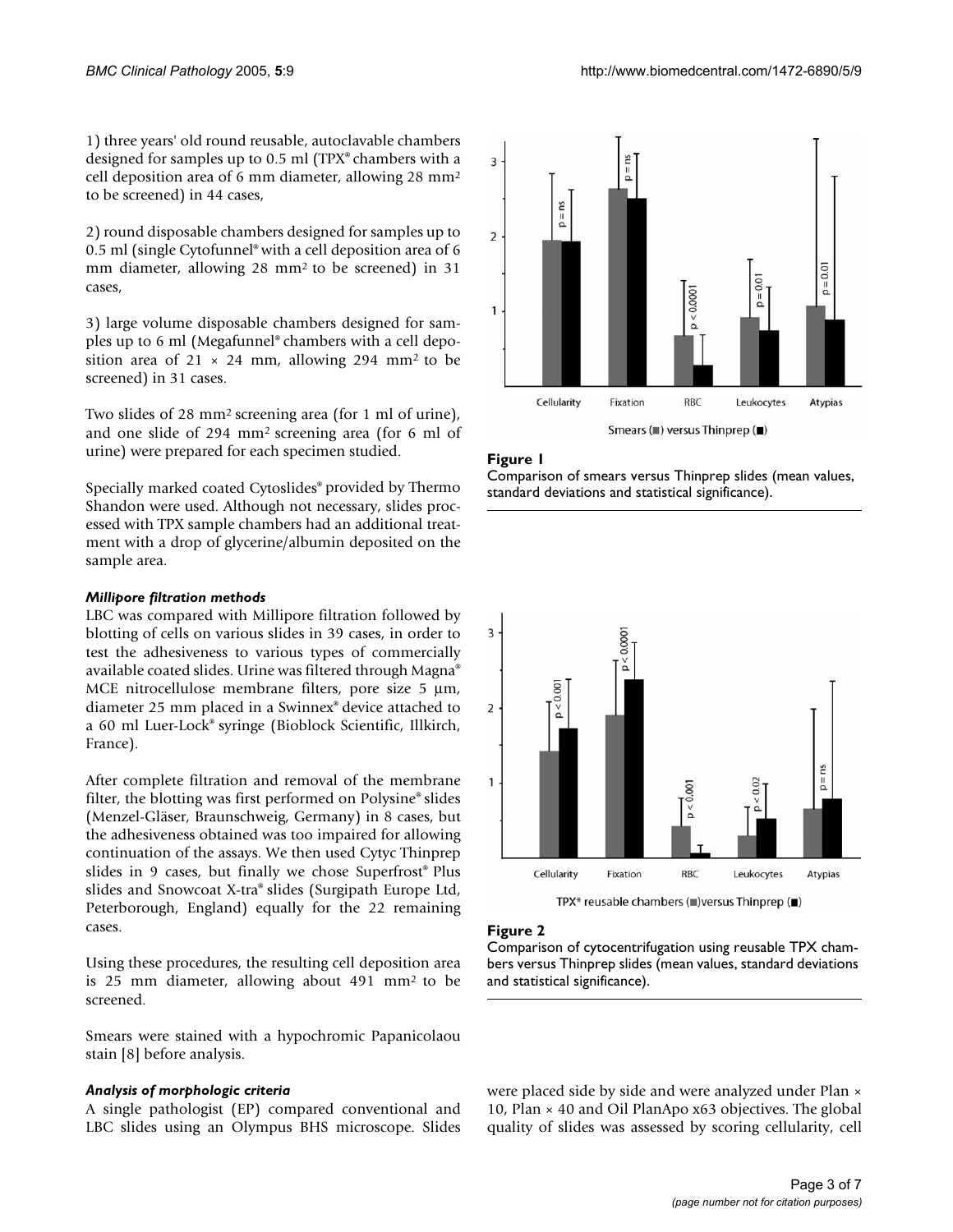1) three years' old round reusable, autoclavable chambers designed for samples up to 0.5 ml (TPX® chambers with a cell deposition area of 6 mm diameter, allowing 28 mm² to be screened) in 44 cases,

2) round disposable chambers designed for samples up to 0.5 ml (single Cytofunnel® with a cell deposition area of 6 mm diameter, allowing 28 mm² to be screened) in 31 cases,

3) large volume disposable chambers designed for samples up to 6 ml (Megafunnel® chambers with a cell deposition area of 21 × 24 mm, allowing 294 mm² to be screened) in 31 cases.

Two slides of 28 mm² screening area (for 1 ml of urine), and one slide of 294 mm² screening area (for 6 ml of urine) were prepared for each specimen studied.

Specially marked coated Cytoslides® provided by Thermo Shandon were used. Although not necessary, slides processed with TPX sample chambers had an additional treatment with a drop of glycerine/albumin deposited on the sample area.

### *Millipore filtration methods*

LBC was compared with Millipore filtration followed by blotting of cells on various slides in 39 cases, in order to test the adhesiveness to various types of commercially available coated slides. Urine was filtered through Magna® MCE nitrocellulose membrane filters, pore size 5 µm, diameter 25 mm placed in a Swinnex® device attached to a 60 ml Luer-Lock® syringe (Bioblock Scientific, Illkirch, France).

After complete filtration and removal of the membrane filter, the blotting was first performed on Polysine® slides (Menzel-Gläser, Braunschweig, Germany) in 8 cases, but the adhesiveness obtained was too impaired for allowing continuation of the assays. We then used Cytyc Thinprep slides in 9 cases, but finally we chose Superfrost® Plus slides and Snowcoat X-tra® slides (Surgipath Europe Ltd, Peterborough, England) equally for the 22 remaining cases.

Using these procedures, the resulting cell deposition area is 25 mm diameter, allowing about 491 mm² to be screened.

Smears were stained with a hypochromic Papanicolaou stain [8] before analysis.

### *Analysis of morphologic criteria*

A single pathologist (EP) compared conventional and LBC slides using an Olympus BHS microscope. Slides were placed side by side and were analyzed under Plan × 10, Plan × 40 and Oil PlanApo x63 objectives. The global quality of slides was assessed by scoring cellularity, cell

**Figure 1**
Comparison of smears versus Thinprep slides (mean values, standard deviations and statistical significance).

**Figure 2**
Comparison of cytocentrifugation using reusable TPX chambers versus Thinprep slides (mean values, standard deviations and statistical significance).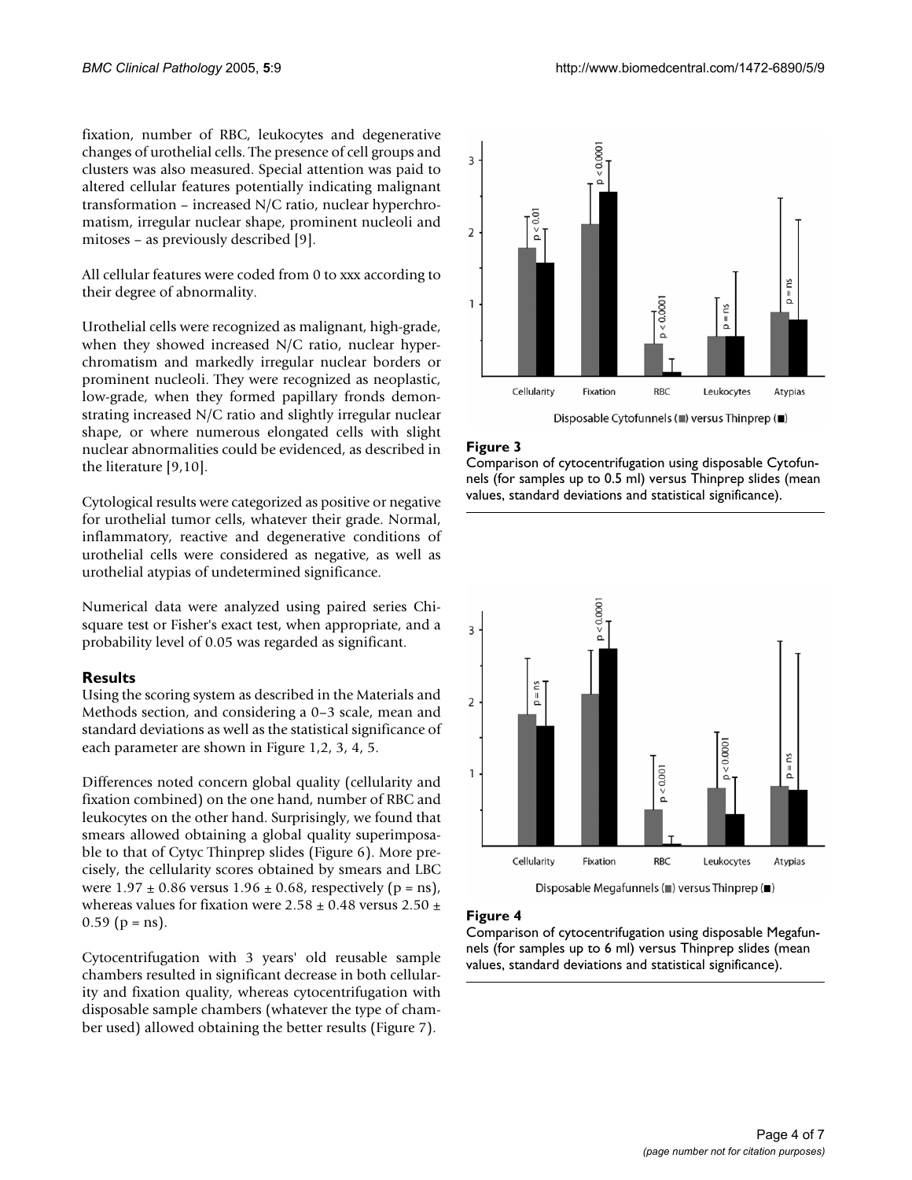fixation, number of RBC, leukocytes and degenerative changes of urothelial cells. The presence of cell groups and clusters was also measured. Special attention was paid to altered cellular features potentially indicating malignant transformation – increased N/C ratio, nuclear hyperchromatism, irregular nuclear shape, prominent nucleoli and mitoses – as previously described [9].

All cellular features were coded from 0 to xxx according to their degree of abnormality.

Urothelial cells were recognized as malignant, high-grade, when they showed increased N/C ratio, nuclear hyperchromatism and markedly irregular nuclear borders or prominent nucleoli. They were recognized as neoplastic, low-grade, when they formed papillary fronds demonstrating increased N/C ratio and slightly irregular nuclear shape, or where numerous elongated cells with slight nuclear abnormalities could be evidenced, as described in the literature [9,10].

Cytological results were categorized as positive or negative for urothelial tumor cells, whatever their grade. Normal, inflammatory, reactive and degenerative conditions of urothelial cells were considered as negative, as well as urothelial atypias of undetermined significance.

Numerical data were analyzed using paired series Chi-square test or Fisher's exact test, when appropriate, and a probability level of 0.05 was regarded as significant.

## Results

Using the scoring system as described in the Materials and Methods section, and considering a 0–3 scale, mean and standard deviations as well as the statistical significance of each parameter are shown in Figure 1,2, 3, 4, 5.

Differences noted concern global quality (cellularity and fixation combined) on the one hand, number of RBC and leukocytes on the other hand. Surprisingly, we found that smears allowed obtaining a global quality superimposable to that of Cytyc Thinprep slides (Figure 6). More precisely, the cellularity scores obtained by smears and LBC were $1.97 \pm 0.86$ versus $1.96 \pm 0.68$, respectively (p = ns), whereas values for fixation were $2.58 \pm 0.48$ versus $2.50 \pm 0.59$ (p = ns).

Cytocentrifugation with 3 years' old reusable sample chambers resulted in significant decrease in both cellularity and fixation quality, whereas cytocentrifugation with disposable sample chambers (whatever the type of chamber used) allowed obtaining the better results (Figure 7).

**Figure 3**

Comparison of cytocentrifugation using disposable Cytofunnels (for samples up to 0.5 ml) versus Thinprep slides (mean values, standard deviations and statistical significance).

**Figure 4**

Comparison of cytocentrifugation using disposable Megafunnels (for samples up to 6 ml) versus Thinprep slides (mean values, standard deviations and statistical significance).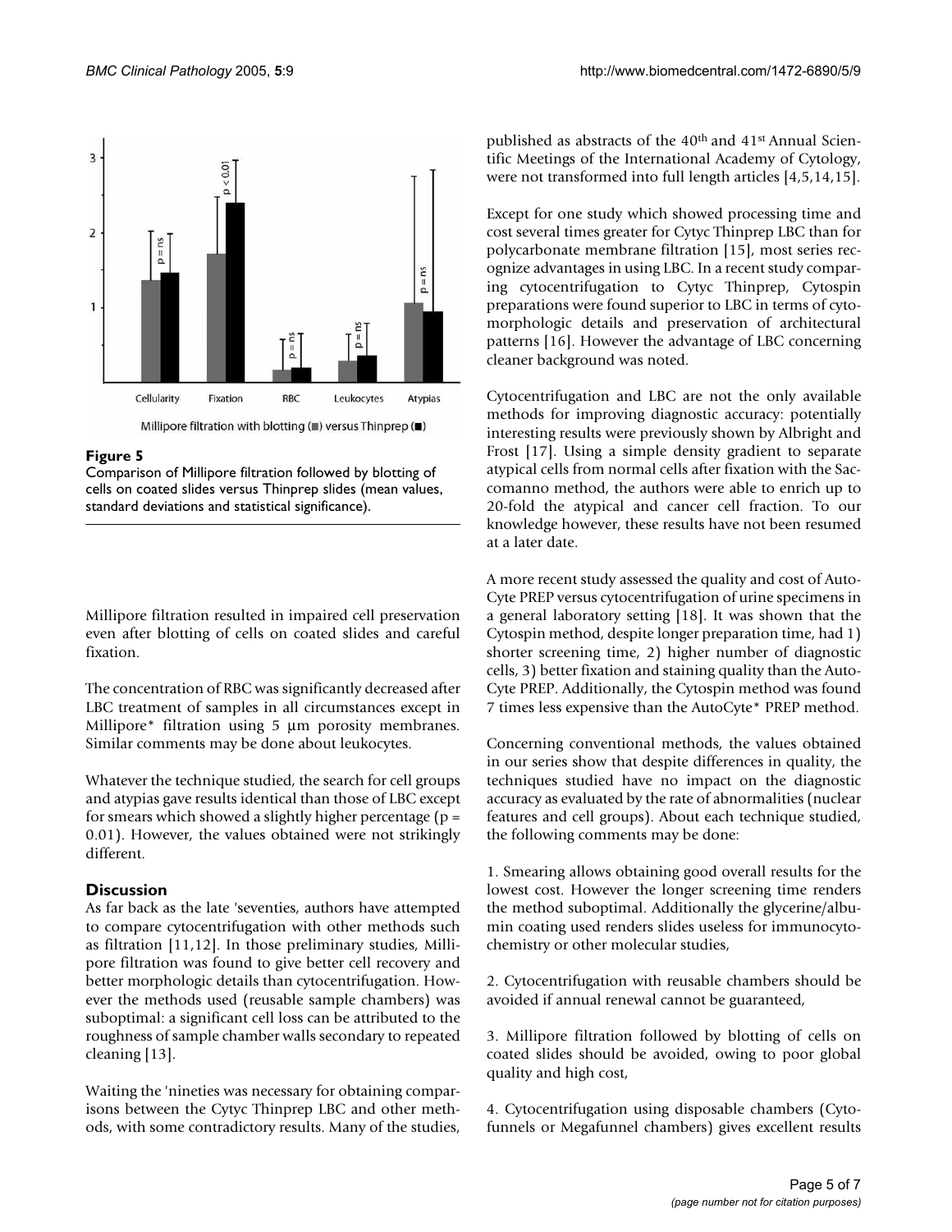Figure 5

Comparison of Millipore filtration followed by blotting of cells on coated slides versus Thinprep slides (mean values, standard deviations and statistical significance).

Millipore filtration resulted in impaired cell preservation even after blotting of cells on coated slides and careful fixation.

The concentration of RBC was significantly decreased after LBC treatment of samples in all circumstances except in Millipore* filtration using 5 µm porosity membranes. Similar comments may be done about leukocytes.

Whatever the technique studied, the search for cell groups and atypias gave results identical than those of LBC except for smears which showed a slightly higher percentage ($p = 0.01$). However, the values obtained were not strikingly different.

## Discussion

As far back as the late 'seventies, authors have attempted to compare cytocentrifugation with other methods such as filtration [11,12]. In those preliminary studies, Millipore filtration was found to give better cell recovery and better morphologic details than cytocentrifugation. However the methods used (reusable sample chambers) was suboptimal: a significant cell loss can be attributed to the roughness of sample chamber walls secondary to repeated cleaning [13].

Waiting the 'nineties was necessary for obtaining comparisons between the Cytyc Thinprep LBC and other methods, with some contradictory results. Many of the studies, published as abstracts of the 40th and 41st Annual Scientific Meetings of the International Academy of Cytology, were not transformed into full length articles [4,5,14,15].

Except for one study which showed processing time and cost several times greater for Cytyc Thinprep LBC than for polycarbonate membrane filtration [15], most series recognize advantages in using LBC. In a recent study comparing cytocentrifugation to Cytyc Thinprep, Cytospin preparations were found superior to LBC in terms of cytomorphologic details and preservation of architectural patterns [16]. However the advantage of LBC concerning cleaner background was noted.

Cytocentrifugation and LBC are not the only available methods for improving diagnostic accuracy: potentially interesting results were previously shown by Albright and Frost [17]. Using a simple density gradient to separate atypical cells from normal cells after fixation with the Saccomanno method, the authors were able to enrich up to 20-fold the atypical and cancer cell fraction. To our knowledge however, these results have not been resumed at a later date.

A more recent study assessed the quality and cost of AutoCyte PREP versus cytocentrifugation of urine specimens in a general laboratory setting [18]. It was shown that the Cytospin method, despite longer preparation time, had 1) shorter screening time, 2) higher number of diagnostic cells, 3) better fixation and staining quality than the AutoCyte PREP. Additionally, the Cytospin method was found 7 times less expensive than the AutoCyte* PREP method.

Concerning conventional methods, the values obtained in our series show that despite differences in quality, the techniques studied have no impact on the diagnostic accuracy as evaluated by the rate of abnormalities (nuclear features and cell groups). About each technique studied, the following comments may be done:

1. Smearing allows obtaining good overall results for the lowest cost. However the longer screening time renders the method suboptimal. Additionally the glycerine/albumin coating used renders slides useless for immunocytochemistry or other molecular studies,

2. Cytocentrifugation with reusable chambers should be avoided if annual renewal cannot be guaranteed,

3. Millipore filtration followed by blotting of cells on coated slides should be avoided, owing to poor global quality and high cost,

4. Cytocentrifugation using disposable chambers (Cytofunnels or Megafunnel chambers) gives excellent results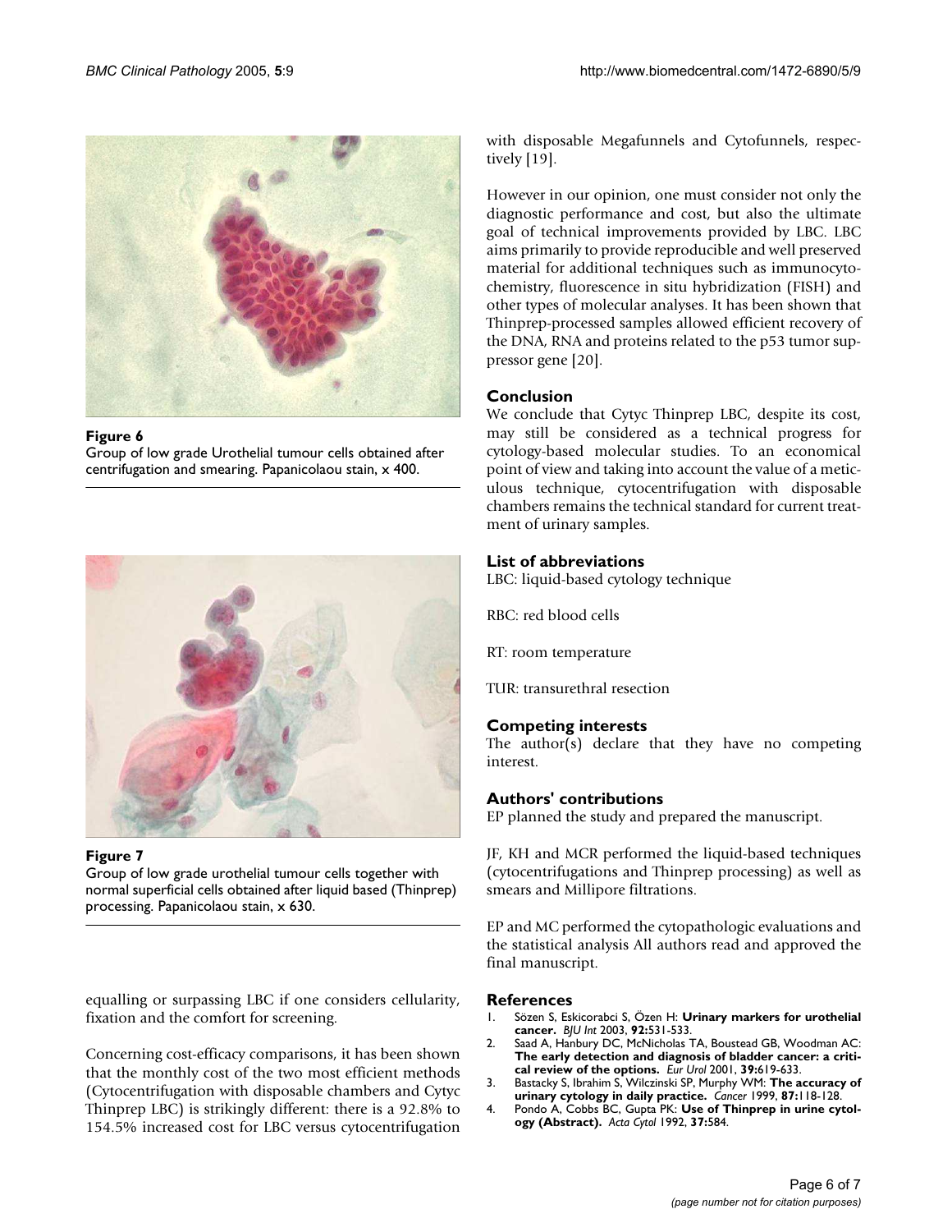**Figure 6**

Group of low grade Urothelial tumour cells obtained after centrifugation and smearing. Papanicolaou stain, x 400.

**Figure 7**

Group of low grade urothelial tumour cells together with normal superficial cells obtained after liquid based (Thinprep) processing. Papanicolaou stain, x 630.

equalling or surpassing LBC if one considers cellularity, fixation and the comfort for screening.

Concerning cost-efficacy comparisons, it has been shown that the monthly cost of the two most efficient methods (Cytocentrifugation with disposable chambers and Cytyc Thinprep LBC) is strikingly different: there is a 92.8% to 154.5% increased cost for LBC versus cytocentrifugation with disposable Megafunnels and Cytofunnels, respectively [19].

However in our opinion, one must consider not only the diagnostic performance and cost, but also the ultimate goal of technical improvements provided by LBC. LBC aims primarily to provide reproducible and well preserved material for additional techniques such as immunocytochemistry, fluorescence in situ hybridization (FISH) and other types of molecular analyses. It has been shown that Thinprep-processed samples allowed efficient recovery of the DNA, RNA and proteins related to the p53 tumor suppressor gene [20].

## Conclusion

We conclude that Cytyc Thinprep LBC, despite its cost, may still be considered as a technical progress for cytology-based molecular studies. To an economical point of view and taking into account the value of a meticulous technique, cytocentrifugation with disposable chambers remains the technical standard for current treatment of urinary samples.

## List of abbreviations

LBC: liquid-based cytology technique

RBC: red blood cells

RT: room temperature

TUR: transurethral resection

## Competing interests

The author(s) declare that they have no competing interest.

## Authors' contributions

EP planned the study and prepared the manuscript.

JF, KH and MCR performed the liquid-based techniques (cytocentrifugations and Thinprep processing) as well as smears and Millipore filtrations.

EP and MC performed the cytopathologic evaluations and the statistical analysis All authors read and approved the final manuscript.

## References

1. Sözen S, Eskicorabci S, Özen H: **Urinary markers for urothelial cancer.** *BJU Int* 2003, **92:**531-533.
2. Saad A, Hanbury DC, McNicholas TA, Boustead GB, Woodman AC: **The early detection and diagnosis of bladder cancer: a critical review of the options.** *Eur Urol* 2001, **39:**619-633.
3. Bastacky S, Ibrahim S, Wilczinski SP, Murphy WM: **The accuracy of urinary cytology in daily practice.** *Cancer* 1999, **87:**118-128.
4. Pondo A, Cobbs BC, Gupta PK: **Use of Thinprep in urine cytology (Abstract).** *Acta Cytol* 1992, **37:**584.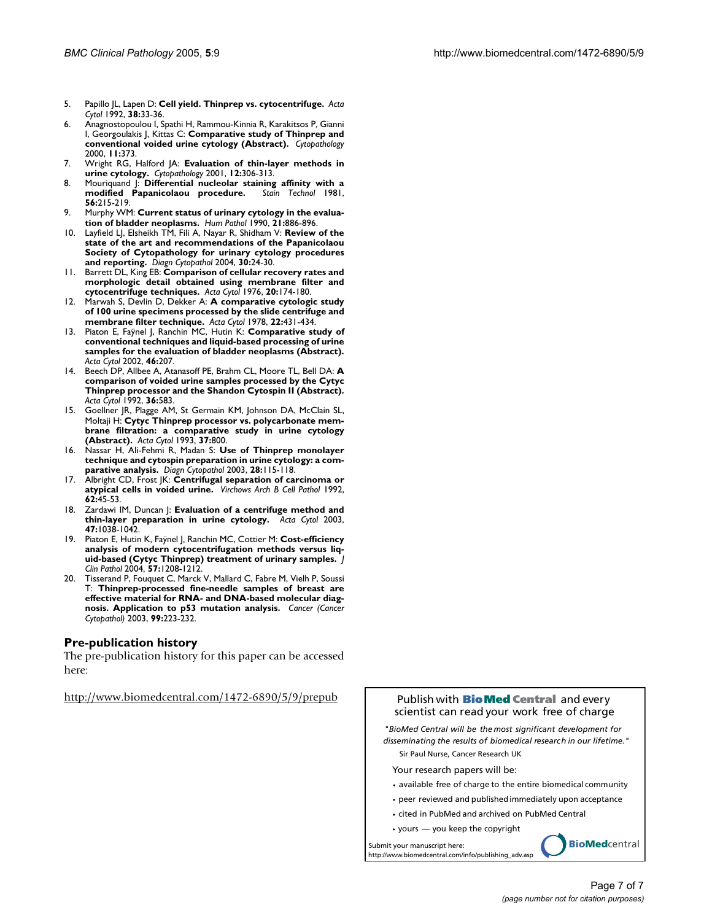5. Papillo JL, Lapen D: **Cell yield. Thinprep vs. cytocentrifuge.** *Acta Cytol* 1992, **38:**33-36.
6. Anagnostopoulou I, Spathi H, Rammou-Kinnia R, Karakitsos P, Gianni I, Georgoulakis J, Kittas C: **Comparative study of Thinprep and conventional voided urine cytology (Abstract).** *Cytopathology* 2000, **11:**373.
7. Wright RG, Halford JA: **Evaluation of thin-layer methods in urine cytology.** *Cytopathology* 2001, **12:**306-313.
8. Mouriquand J: **Differential nucleolar staining affinity with a modified Papanicolaou procedure.** *Stain Technol* 1981, **56:**215-219.
9. Murphy WM: **Current status of urinary cytology in the evaluation of bladder neoplasms.** *Hum Pathol* 1990, **21:**886-896.
10. Layfield LJ, Elsheikh TM, Fili A, Nayar R, Shidham V: **Review of the state of the art and recommendations of the Papanicolaou Society of Cytopathology for urinary cytology procedures and reporting.** *Diagn Cytopathol* 2004, **30:**24-30.
11. Barrett DL, King EB: **Comparison of cellular recovery rates and morphologic detail obtained using membrane filter and cytocentrifuge techniques.** *Acta Cytol* 1976, **20:**174-180.
12. Marwah S, Devlin D, Dekker A: **A comparative cytologic study of 100 urine specimens processed by the slide centrifuge and membrane filter technique.** *Acta Cytol* 1978, **22:**431-434.
13. Piaton E, Faÿnel J, Ranchin MC, Hutin K: **Comparative study of conventional techniques and liquid-based processing of urine samples for the evaluation of bladder neoplasms (Abstract).** *Acta Cytol* 2002, **46:**207.
14. Beech DP, Allbee A, Atanasoff PE, Brahm CL, Moore TL, Bell DA: **A comparison of voided urine samples processed by the Cytyc Thinprep processor and the Shandon Cytospin II (Abstract).** *Acta Cytol* 1992, **36:**583.
15. Goellner JR, Plagge AM, St Germain KM, Johnson DA, McClain SL, Moltaji H: **Cytyc Thinprep processor vs. polycarbonate membrane filtration: a comparative study in urine cytology (Abstract).** *Acta Cytol* 1993, **37:**800.
16. Nassar H, Ali-Fehmi R, Madan S: **Use of Thinprep monolayer technique and cytospin preparation in urine cytology: a comparative analysis.** *Diagn Cytopathol* 2003, **28:**115-118.
17. Albright CD, Frost JK: **Centrifugal separation of carcinoma or atypical cells in voided urine.** *Virchows Arch B Cell Pathol* 1992, **62:**45-53.
18. Zardawi IM, Duncan J: **Evaluation of a centrifuge method and thin-layer preparation in urine cytology.** *Acta Cytol* 2003, **47:**1038-1042.
19. Piaton E, Hutin K, Faÿnel J, Ranchin MC, Cottier M: **Cost-efficiency analysis of modern cytocentrifugation methods versus liquid-based (Cytyc Thinprep) treatment of urinary samples.** *J Clin Pathol* 2004, **57:**1208-1212.
20. Tisserand P, Fouquet C, Marck V, Mallard C, Fabre M, Vielh P, Soussi T: **Thinprep-processed fine-needle samples of breast are effective material for RNA- and DNA-based molecular diagnosis. Application to p53 mutation analysis.** *Cancer (Cancer Cytopathol)* 2003, **99:**223-232.

## Pre-publication history

The pre-publication history for this paper can be accessed here:

http://www.biomedcentral.com/1472-6890/5/9/prepub

Publish with **BioMed Central** and every scientist can read your work free of charge

*"BioMed Central will be the most significant development for disseminating the results of biomedical research in our lifetime."*
Sir Paul Nurse, Cancer Research UK

Your research papers will be:

- available free of charge to the entire biomedical community
- peer reviewed and published immediately upon acceptance
- cited in PubMed and archived on PubMed Central
- yours — you keep the copyright

Submit your manuscript here:
http://www.biomedcentral.com/info/publishing_adv.asp

BioMedcentral